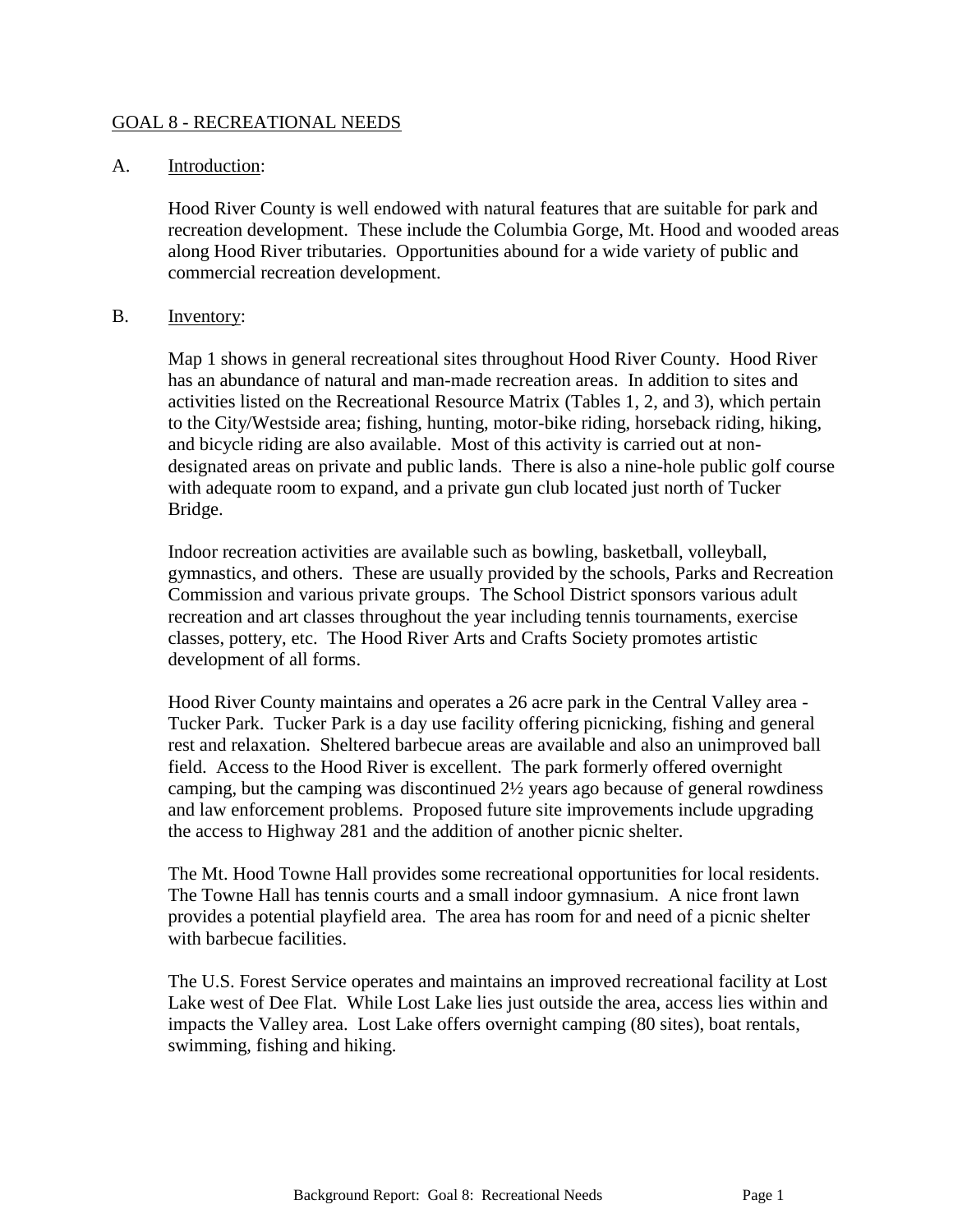## GOAL 8 - RECREATIONAL NEEDS

A. Introduction:

Hood River County is well endowed with natural features that are suitable for park and recreation development. These include the Columbia Gorge, Mt. Hood and wooded areas along Hood River tributaries. Opportunities abound for a wide variety of public and commercial recreation development.

B. Inventory:

Map 1 shows in general recreational sites throughout Hood River County. Hood River has an abundance of natural and man-made recreation areas. In addition to sites and activities listed on the Recreational Resource Matrix (Tables 1, 2, and 3), which pertain to the City/Westside area; fishing, hunting, motor-bike riding, horseback riding, hiking, and bicycle riding are also available. Most of this activity is carried out at non-designated areas on private and public lands. There is also a nine-hole public golf course with adequate room to expand, and a private gun club located just north of Tucker Bridge.

Indoor recreation activities are available such as bowling, basketball, volleyball, gymnastics, and others. These are usually provided by the schools, Parks and Recreation Commission and various private groups. The School District sponsors various adult recreation and art classes throughout the year including tennis tournaments, exercise classes, pottery, etc. The Hood River Arts and Crafts Society promotes artistic development of all forms.

Hood River County maintains and operates a 26 acre park in the Central Valley area - Tucker Park. Tucker Park is a day use facility offering picnicking, fishing and general rest and relaxation. Sheltered barbecue areas are available and also an unimproved ball field. Access to the Hood River is excellent. The park formerly offered overnight camping, but the camping was discontinued 2½ years ago because of general rowdiness and law enforcement problems. Proposed future site improvements include upgrading the access to Highway 281 and the addition of another picnic shelter.

The Mt. Hood Towne Hall provides some recreational opportunities for local residents. The Towne Hall has tennis courts and a small indoor gymnasium. A nice front lawn provides a potential playfield area. The area has room for and need of a picnic shelter with barbecue facilities.

The U.S. Forest Service operates and maintains an improved recreational facility at Lost Lake west of Dee Flat. While Lost Lake lies just outside the area, access lies within and impacts the Valley area. Lost Lake offers overnight camping (80 sites), boat rentals, swimming, fishing and hiking.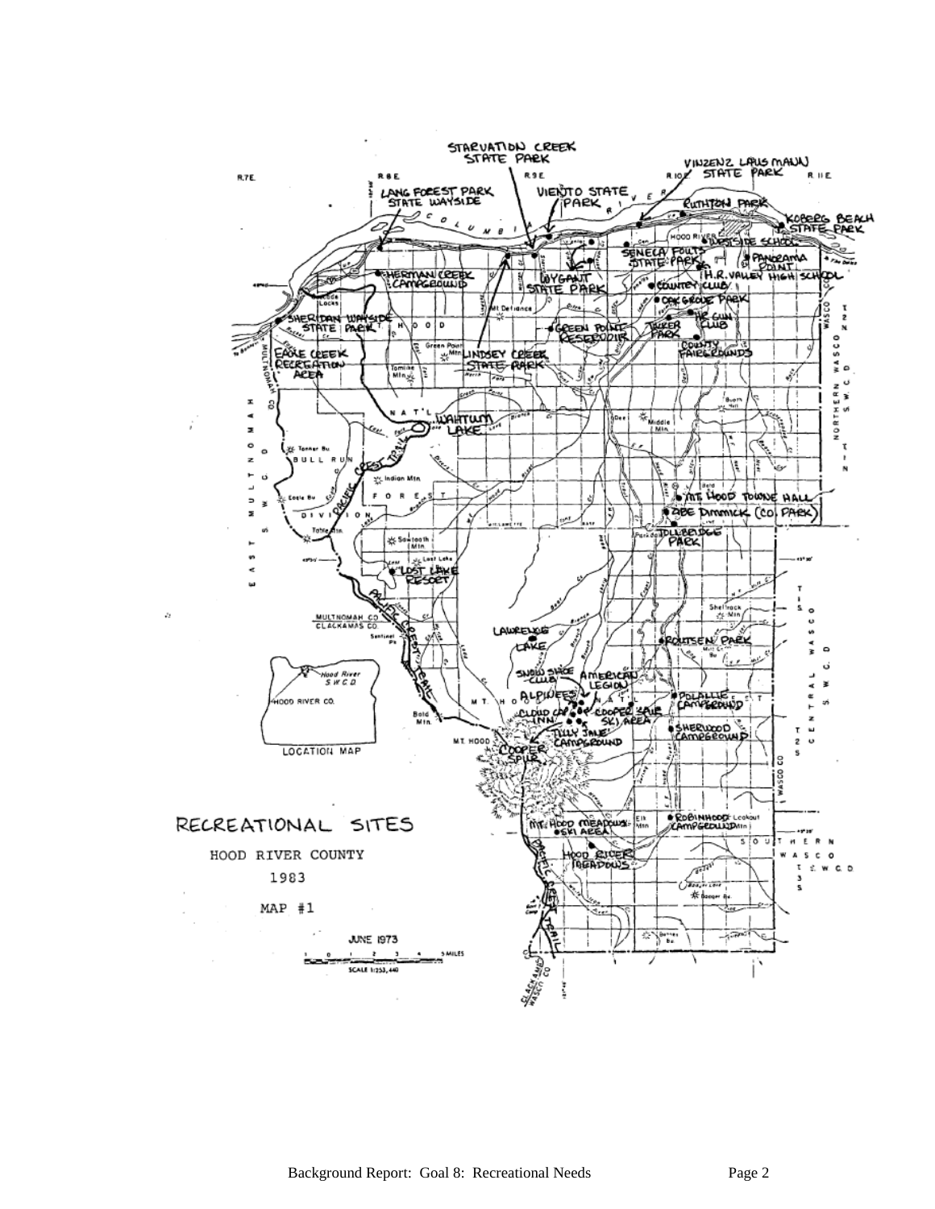RECREATIONAL SITES

HOOD RIVER COUNTY

1983

MAP #1

JUNE 1973

SCALE 1:253,440

LOCATION MAP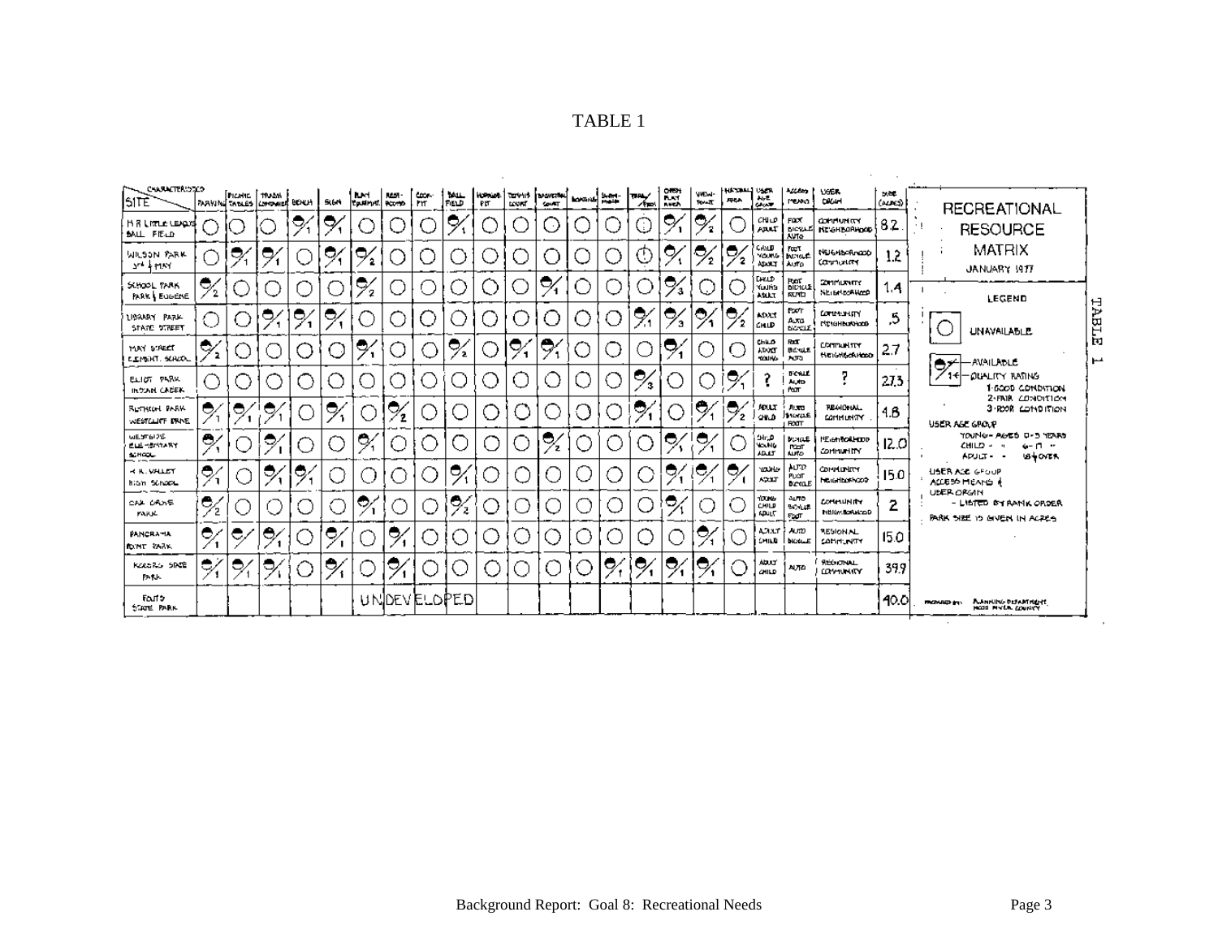# TABLE 1

| SITE \ CHARACTERISTICS | PARKING | PICNIC TABLES | TRASH CONTAINER | BENCH | SIGN | PLAY EQUIPMENT | REST-ROOMS | COOK-PIT | BALL FIELD | HORSESHOE PIT | TENNIS COURT | BASKETBALL COURT | BOATING | SWIM-MING | TRAIL/PATH | OPEN PLAY AREA | VIEW-POINT | NATURAL AREA | USER AGE GROUP | ACCESS MEANS | USER ORIGIN | SIZE (ACRES) |
|---|---|---|---|---|---|---|---|---|---|---|---|---|---|---|---|---|---|---|---|---|---|---|
| H.R. LITTLE LEAGUE BALL FIELD | ○ | ○ | ○ | 1 | 1 | ○ | ○ | ○ | 1 | ○ | ○ | ○ | ○ | ○ | ○ | 1 | 2 | ○ | CHILD ADULT | FOOT BICYCLE AUTO | COMMUNITY NEIGHBORHOOD | 8.2 |
| WILSON PARK 3rd & MAY | ○ | 1 | 1 | ○ | 1 | 2 | ○ | ○ | ○ | ○ | ○ | ○ | ○ | ○ | ○ | 1 | 2 | 2 | CHILD YOUNG ADULT | FOOT BICYCLE AUTO | NEIGHBORHOOD COMMUNITY | 1.2 |
| SCHOOL PARK PARK & EUGENE | 2 | ○ | ○ | ○ | ○ | 2 | ○ | ○ | ○ | ○ | ○ | 1 | ○ | ○ | ○ | 3 | ○ | ○ | CHILD YOUNG ADULT | FOOT BICYCLE AUTO | COMMUNITY NEIGHBORHOOD | 1.4 |
| LIBRARY PARK STATE STREET | ○ | ○ | 1 | 1 | 1 | ○ | ○ | ○ | ○ | ○ | ○ | ○ | ○ | ○ | 1 | 3 | 1 | 2 | ADULT CHILD | FOOT AUTO BICYCLE | COMMUNITY NEIGHBORHOOD | .5 |
| MAY STREET ELEMENT. SCHOOL | 2 | ○ | ○ | ○ | ○ | 1 | ○ | ○ | 2 | ○ | 1 | 1 | ○ | ○ | ○ | 1 | ○ | ○ | CHILD ADULT YOUNG | FOOT BICYCLE AUTO | COMMUNITY NEIGHBORHOOD | 2.7 |
| ELIOT PARK INDIAN CREEK | ○ | ○ | ○ | ○ | ○ | ○ | ○ | ○ | ○ | ○ | ○ | ○ | ○ | ○ | 3 | ○ | ○ | 1 | ? | BICYCLE AUTO FOOT | ? | 27.3 |
| RUTHTON PARK WESTCLIFF DRIVE | 1 | 1 | 1 | ○ | 1 | ○ | 2 | ○ | ○ | ○ | ○ | ○ | ○ | ○ | 1 | ○ | 1 | 2 | ADULT CHILD | AUTO BICYCLE FOOT | REGIONAL COMMUNITY | 4.8 |
| WESTSIDE ELEMENTARY SCHOOL | 1 | ○ | 1 | ○ | ○ | 1 | ○ | ○ | ○ | ○ | ○ | 2 | ○ | ○ | ○ | 1 | 1 | ○ | CHILD YOUNG ADULT | BICYCLE FOOT AUTO | NEIGHBORHOOD COMMUNITY | 12.0 |
| H.R. VALLEY HIGH SCHOOL | 1 | ○ | 1 | 1 | ○ | ○ | ○ | ○ | 1 | ○ | ○ | ○ | ○ | ○ | ○ | 1 | 1 | 1 | YOUNG ADULT | AUTO FOOT BICYCLE | COMMUNITY NEIGHBORHOOD | 15.0 |
| OAK GROVE PARK | 2 | ○ | ○ | ○ | ○ | 1 | ○ | ○ | 2 | ○ | ○ | ○ | ○ | ○ | ○ | 1 | ○ | ○ | YOUNG CHILD ADULT | AUTO BICYCLE FOOT | COMMUNITY NEIGHBORHOOD | 2 |
| PANORAMA POINT PARK | 1 | 1 | 1 | ○ | 1 | ○ | 1 | ○ | ○ | ○ | ○ | ○ | ○ | ○ | ○ | ○ | 1 | ○ | ADULT CHILD | AUTO BICYCLE | REGIONAL COMMUNITY | 15.0 |
| KOBERG STATE PARK | 1 | 1 | 1 | ○ | 1 | ○ | 1 | ○ | ○ | ○ | ○ | ○ | ○ | 1 | 1 | 1 | 1 | ○ | ADULT CHILD | AUTO | REGIONAL COMMUNITY | 39.9 |
| FOUTS STATE PARK | | | | | | UNDEVELOPED | | | | | | | | | | | | | | | | 40.0 |

## RECREATIONAL RESOURCE MATRIX

JANUARY 1977

**LEGEND**

○ UNAVAILABLE

◒ — AVAILABLE

1 ← QUALITY RATING
- 1-GOOD CONDITION
- 2-FAIR CONDITION
- 3-POOR CONDITION

USER AGE GROUP
- YOUNG - AGES 0-5 YEARS
- CHILD - " 6-17 "
- ADULT - " 18 & OVER

USER AGE GROUP, ACCESS MEANS & USER ORIGIN - LISTED BY RANK ORDER

PARK SIZE IS GIVEN IN ACRES

PREPARED BY: PLANNING DEPARTMENT, HOOD RIVER COUNTY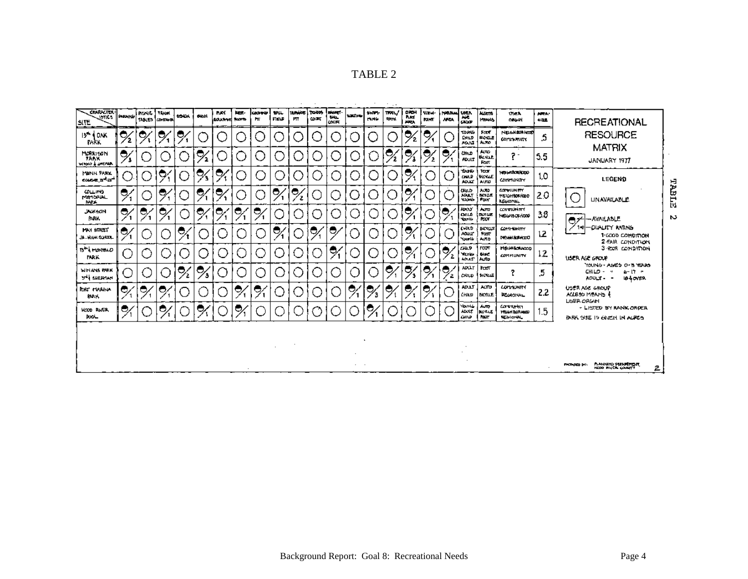TABLE 2

# RECREATIONAL RESOURCE MATRIX

JANUARY 1977

| SITE | PARKING | PICNIC TABLES | TRASH CONTAINER | BENCH | SIGN | PLAY EQUIPMENT | REST-ROOMS | COOKING PIT | BALL FIELD | HORSESHOE PIT | TENNIS COURT | BASKET-BALL COURT | BOATING | SWIM-MING | TRAIL/PATH | OPEN PLAY AREA | VIEW-POINT | NATURAL AREA | USER AGE GROUP | ACCESS MEANS | USER ORIGIN | AREA-SIZE |
|---|---|---|---|---|---|---|---|---|---|---|---|---|---|---|---|---|---|---|---|---|---|---|
| 13th & OAK PARK | 2 | 1 | 1 | 1 | ○ | ○ | ○ | ○ | ○ | ○ | ○ | ○ | ○ | ○ | ○ | 2 | 1 | ○ | YOUNG, CHILD, ADULT | FOOT, BICYCLE, AUTO | NEIGHBORHOOD, COMMUNITY | .5 |
| MORRISON PARK (WASCO & LINCOLN) | 3 | ○ | ○ | ○ | 2 | ○ | ○ | ○ | ○ | ○ | ○ | ○ | ○ | ○ | 2 | 3 | 2 | 1 | CHILD, ADULT | AUTO, BICYCLE, FOOT | ? | 5.5 |
| MANN PARK (EUGENE, 2nd-3rd) | ○ | ○ | 1 | ○ | 3 | 1 | ○ | ○ | ○ | ○ | ○ | ○ | ○ | ○ | ○ | 1 | ○ | ○ | YOUNG, CHILD, ADULT | FOOT, BICYCLE, AUTO | NEIGHBORHOOD, COMMUNITY | 1.0 |
| COLLINS MEMORIAL PARK | 1 | ○ | 1 | ○ | 1 | 1 | ○ | ○ | 1 | 2 | ○ | ○ | ○ | ○ | ○ | 1 | ○ | ○ | CHILD, ADULT, YOUNG | AUTO, BICYCLE, FOOT | COMMUNITY, NEIGHBORHOOD, REGIONAL | 2.0 |
| JACKSON PARK | 1 | 1 | 1 | ○ | 1 | 1 | 1 | 1 | ○ | ○ | ○ | ○ | ○ | ○ | ○ | 1 | ○ | 1 | ADULT, CHILD, YOUNG | AUTO, BICYCLE, FOOT | COMMUNITY, NEIGHBORHOOD | 3.8 |
| MAY STREET JR. HIGH SCHOOL | 1 | ○ | ○ | 1 | ○ | ○ | ○ | ○ | 1 | ○ | 1 | ✓ | ○ | ○ | ○ | 1 | ○ | ○ | CHILD, ADULT, YOUNG | BICYCLE, FOOT, AUTO | COMMUNITY, NEIGHBORHOOD | 12 |
| 13th & MONTELLO PARK | ○ | ○ | ○ | ○ | ○ | ○ | ○ | ○ | ○ | ○ | ○ | 1 | ○ | ○ | ○ | 1 | ○ | 2 | CHILD, YOUNG, ADULT | FOOT, BIKE, AUTO | NEIGHBORHOOD, COMMUNITY | 1.2 |
| WINANS PARK 3rd & SHERMAN | ○ | ○ | ○ | 2 | 3 | ○ | ○ | ○ | ○ | ○ | ○ | ○ | ○ | ○ | 1 | 3 | 1 | 2 | ADULT, CHILD | FOOT, BICYCLE | ? | .5 |
| PORT MARINA PARK | 1 | 1 | 1 | ○ | ○ | ○ | 1 | 1 | ○ | ○ | ○ | ○ | 1 | 3 | 1 | 1 | 1 | ○ | ADULT, CHILD | AUTO, BICYCLE | COMMUNITY, REGIONAL | 2.2 |
| HOOD RIVER POOL | 1 | ○ | 1 | ○ | 1 | ○ | 1 | ○ | ○ | ○ | ○ | ○ | ○ | 1 | ○ | ○ | ○ | ○ | YOUNG, ADULT, CHILD | AUTO, BICYCLE, FOOT | COMMUNITY, NEIGHBORHOOD, REGIONAL | 1.5 |

**LEGEND**

○ UNAVAILABLE

(filled half-circle with slash) — AVAILABLE; number — QUALITY RATING
- 1 - GOOD CONDITION
- 2 - FAIR CONDITION
- 3 - POOR CONDITION

USER AGE GROUP
- YOUNG - AGES 0-5 YEARS
- CHILD - " 6-17 "
- ADULT - 18 & OVER

USER AGE GROUP, ACCESS MEANS & USER ORIGIN
- LISTED BY RANK ORDER

PARK SIZE IS GIVEN IN ACRES

PREPARED BY: PLANNING DEPARTMENT, HOOD RIVER COUNTY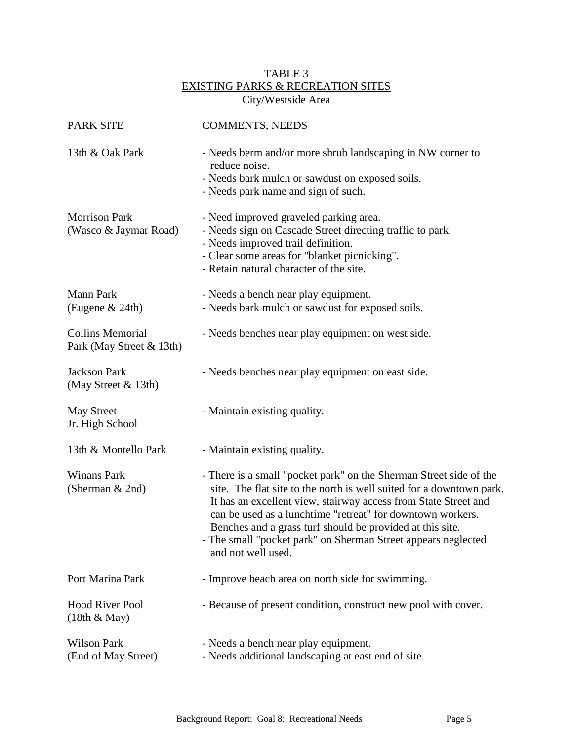# TABLE 3
## EXISTING PARKS & RECREATION SITES
City/Westside Area

| PARK SITE | COMMENTS, NEEDS |
|---|---|
| 13th & Oak Park | - Needs berm and/or more shrub landscaping in NW corner to reduce noise.<br>- Needs bark mulch or sawdust on exposed soils.<br>- Needs park name and sign of such. |
| Morrison Park (Wasco & Jaymar Road) | - Need improved graveled parking area.<br>- Needs sign on Cascade Street directing traffic to park.<br>- Needs improved trail definition.<br>- Clear some areas for "blanket picnicking".<br>- Retain natural character of the site. |
| Mann Park (Eugene & 24th) | - Needs a bench near play equipment.<br>- Needs bark mulch or sawdust for exposed soils. |
| Collins Memorial Park (May Street & 13th) | - Needs benches near play equipment on west side. |
| Jackson Park (May Street & 13th) | - Needs benches near play equipment on east side. |
| May Street Jr. High School | - Maintain existing quality. |
| 13th & Montello Park | - Maintain existing quality. |
| Winans Park (Sherman & 2nd) | - There is a small "pocket park" on the Sherman Street side of the site. The flat site to the north is well suited for a downtown park. It has an excellent view, stairway access from State Street and can be used as a lunchtime "retreat" for downtown workers. Benches and a grass turf should be provided at this site.<br>- The small "pocket park" on Sherman Street appears neglected and not well used. |
| Port Marina Park | - Improve beach area on north side for swimming. |
| Hood River Pool (18th & May) | - Because of present condition, construct new pool with cover. |
| Wilson Park (End of May Street) | - Needs a bench near play equipment.<br>- Needs additional landscaping at east end of site. |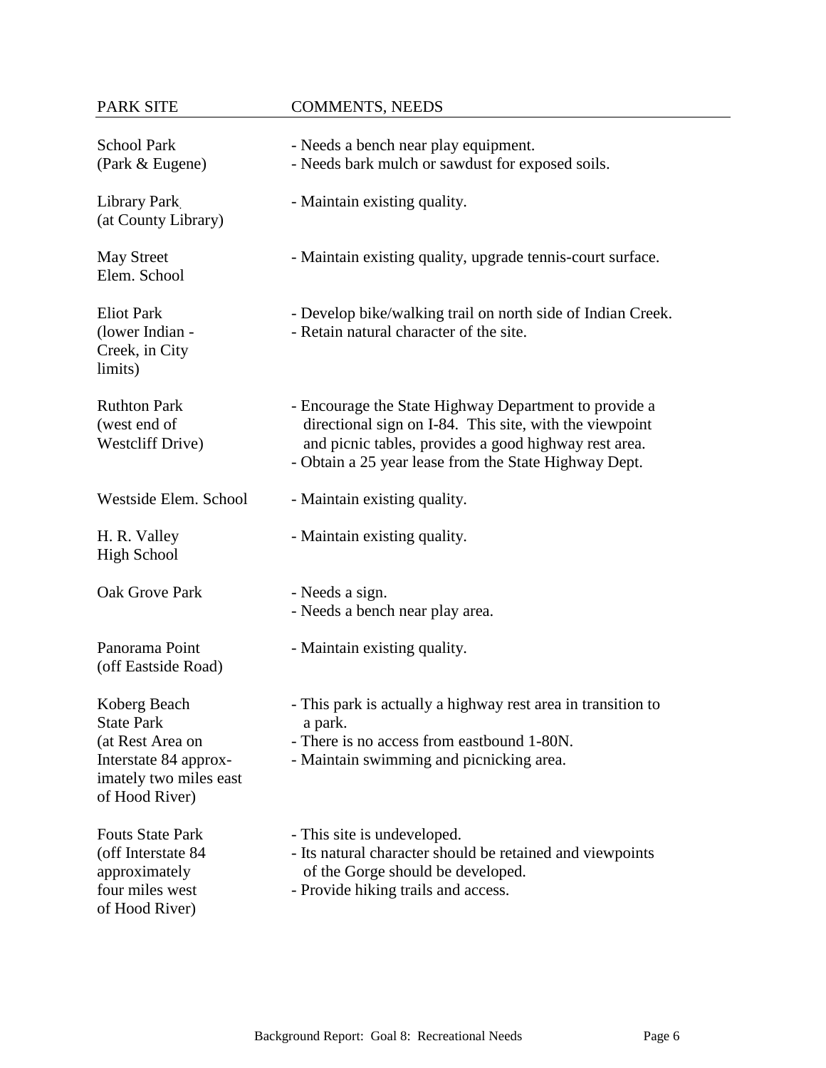| PARK SITE | COMMENTS, NEEDS |
|---|---|
| School Park (Park & Eugene) | - Needs a bench near play equipment.<br>- Needs bark mulch or sawdust for exposed soils. |
| Library Park (at County Library) | - Maintain existing quality. |
| May Street Elem. School | - Maintain existing quality, upgrade tennis-court surface. |
| Eliot Park (lower Indian - Creek, in City limits) | - Develop bike/walking trail on north side of Indian Creek.<br>- Retain natural character of the site. |
| Ruthton Park (west end of Westcliff Drive) | - Encourage the State Highway Department to provide a directional sign on I-84. This site, with the viewpoint and picnic tables, provides a good highway rest area.<br>- Obtain a 25 year lease from the State Highway Dept. |
| Westside Elem. School | - Maintain existing quality. |
| H. R. Valley High School | - Maintain existing quality. |
| Oak Grove Park | - Needs a sign.<br>- Needs a bench near play area. |
| Panorama Point (off Eastside Road) | - Maintain existing quality. |
| Koberg Beach State Park (at Rest Area on Interstate 84 approx-imately two miles east of Hood River) | - This park is actually a highway rest area in transition to a park.<br>- There is no access from eastbound 1-80N.<br>- Maintain swimming and picnicking area. |
| Fouts State Park (off Interstate 84 approximately four miles west of Hood River) | - This site is undeveloped.<br>- Its natural character should be retained and viewpoints of the Gorge should be developed.<br>- Provide hiking trails and access. |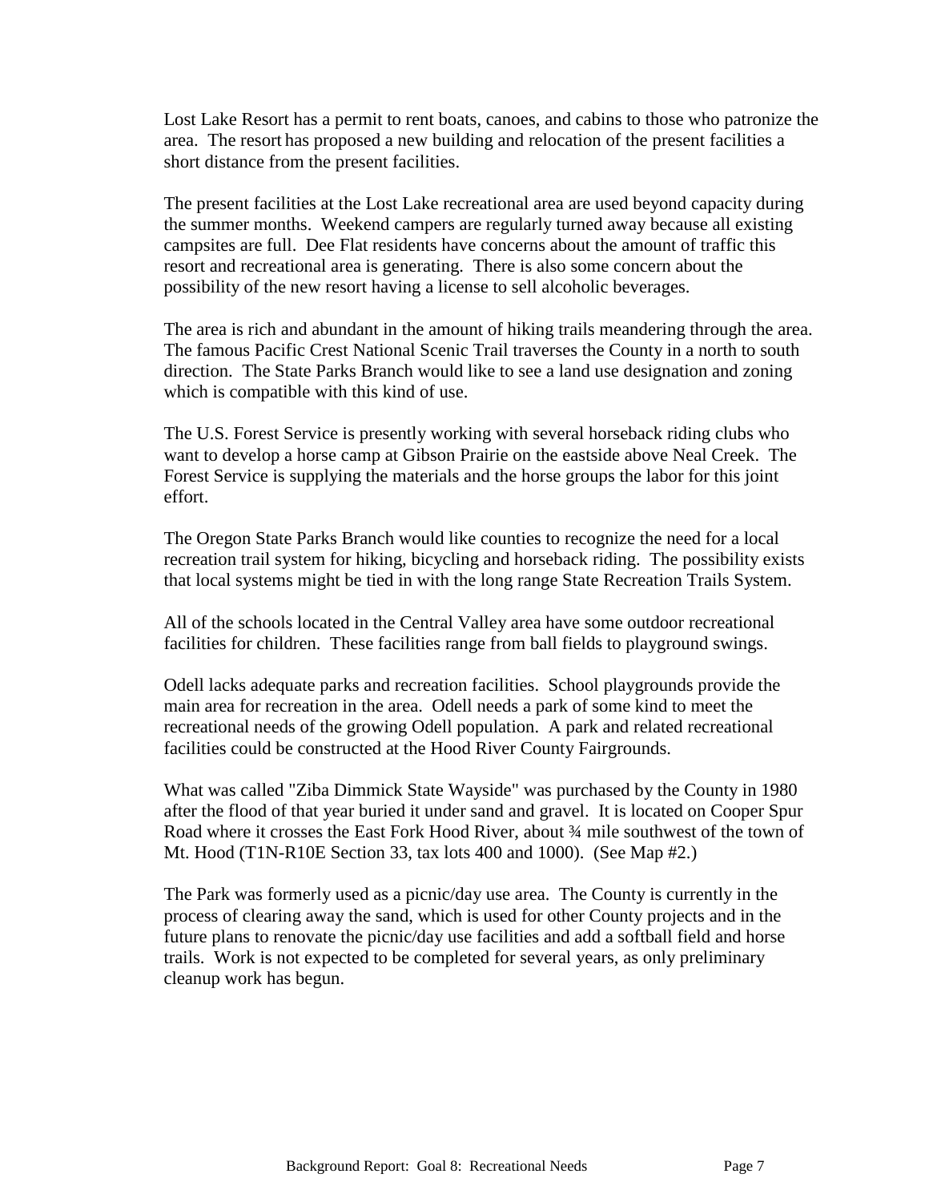Lost Lake Resort has a permit to rent boats, canoes, and cabins to those who patronize the area. The resort has proposed a new building and relocation of the present facilities a short distance from the present facilities.

The present facilities at the Lost Lake recreational area are used beyond capacity during the summer months. Weekend campers are regularly turned away because all existing campsites are full. Dee Flat residents have concerns about the amount of traffic this resort and recreational area is generating. There is also some concern about the possibility of the new resort having a license to sell alcoholic beverages.

The area is rich and abundant in the amount of hiking trails meandering through the area. The famous Pacific Crest National Scenic Trail traverses the County in a north to south direction. The State Parks Branch would like to see a land use designation and zoning which is compatible with this kind of use.

The U.S. Forest Service is presently working with several horseback riding clubs who want to develop a horse camp at Gibson Prairie on the eastside above Neal Creek. The Forest Service is supplying the materials and the horse groups the labor for this joint effort.

The Oregon State Parks Branch would like counties to recognize the need for a local recreation trail system for hiking, bicycling and horseback riding. The possibility exists that local systems might be tied in with the long range State Recreation Trails System.

All of the schools located in the Central Valley area have some outdoor recreational facilities for children. These facilities range from ball fields to playground swings.

Odell lacks adequate parks and recreation facilities. School playgrounds provide the main area for recreation in the area. Odell needs a park of some kind to meet the recreational needs of the growing Odell population. A park and related recreational facilities could be constructed at the Hood River County Fairgrounds.

What was called "Ziba Dimmick State Wayside" was purchased by the County in 1980 after the flood of that year buried it under sand and gravel. It is located on Cooper Spur Road where it crosses the East Fork Hood River, about ¾ mile southwest of the town of Mt. Hood (T1N-R10E Section 33, tax lots 400 and 1000). (See Map #2.)

The Park was formerly used as a picnic/day use area. The County is currently in the process of clearing away the sand, which is used for other County projects and in the future plans to renovate the picnic/day use facilities and add a softball field and horse trails. Work is not expected to be completed for several years, as only preliminary cleanup work has begun.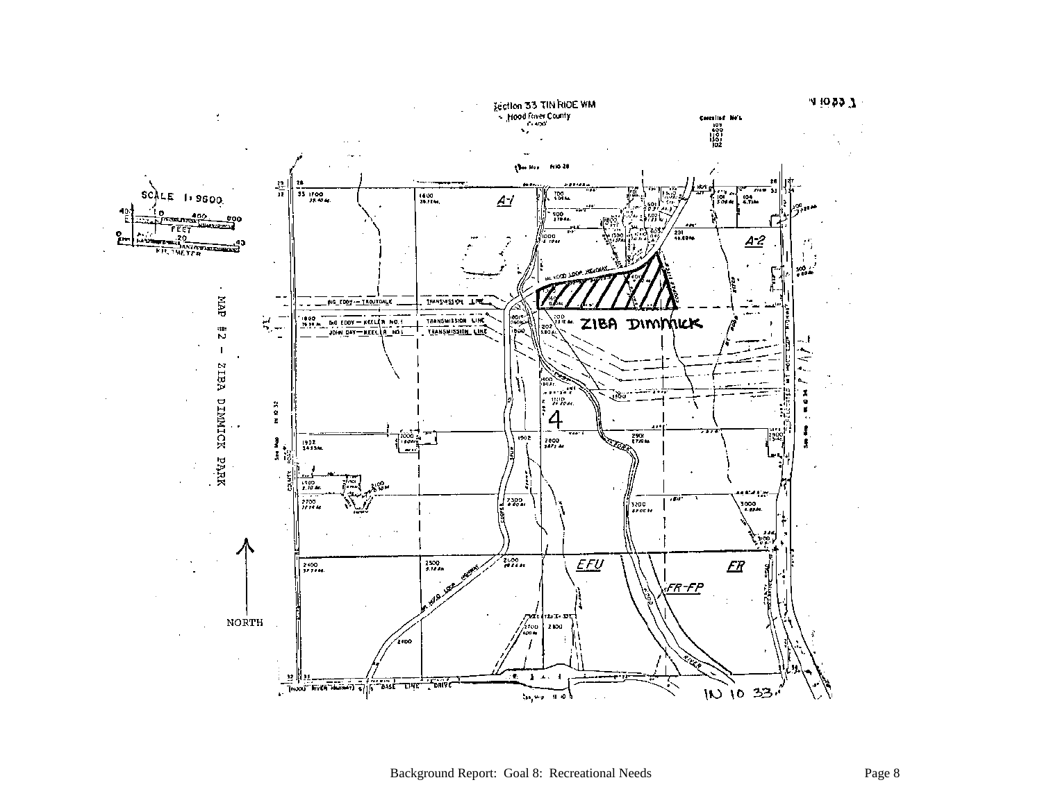Section 33 T1N R10E WM
Hood River County
1" = 400'

1N 10 33

MAP #2 – ZIBA DIMMICK PARK

SCALE 1:9600

ZIBA DIMMICK

NORTH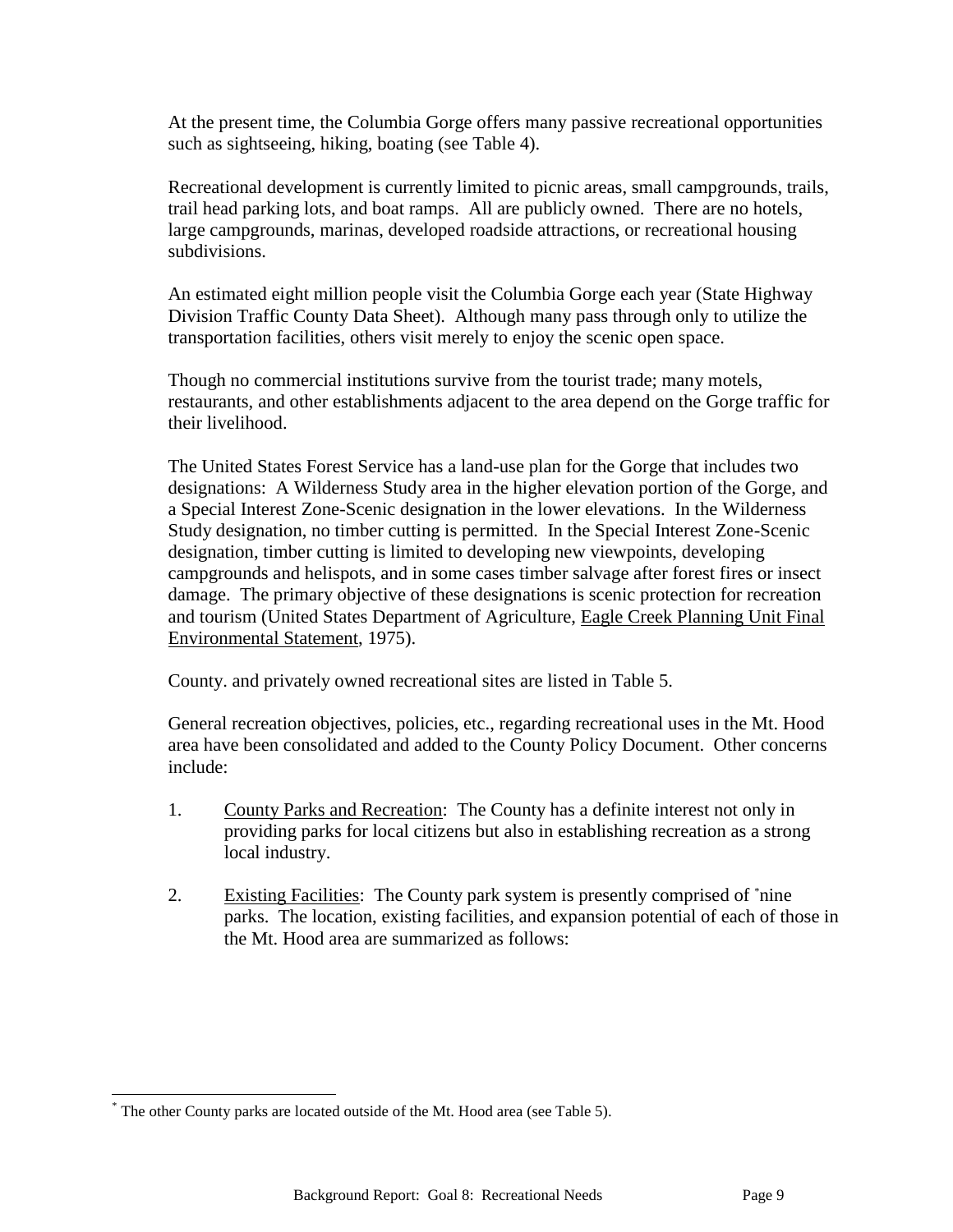At the present time, the Columbia Gorge offers many passive recreational opportunities such as sightseeing, hiking, boating (see Table 4).

Recreational development is currently limited to picnic areas, small campgrounds, trails, trail head parking lots, and boat ramps. All are publicly owned. There are no hotels, large campgrounds, marinas, developed roadside attractions, or recreational housing subdivisions.

An estimated eight million people visit the Columbia Gorge each year (State Highway Division Traffic County Data Sheet). Although many pass through only to utilize the transportation facilities, others visit merely to enjoy the scenic open space.

Though no commercial institutions survive from the tourist trade; many motels, restaurants, and other establishments adjacent to the area depend on the Gorge traffic for their livelihood.

The United States Forest Service has a land-use plan for the Gorge that includes two designations: A Wilderness Study area in the higher elevation portion of the Gorge, and a Special Interest Zone-Scenic designation in the lower elevations. In the Wilderness Study designation, no timber cutting is permitted. In the Special Interest Zone-Scenic designation, timber cutting is limited to developing new viewpoints, developing campgrounds and helispots, and in some cases timber salvage after forest fires or insect damage. The primary objective of these designations is scenic protection for recreation and tourism (United States Department of Agriculture, Eagle Creek Planning Unit Final Environmental Statement, 1975).

County. and privately owned recreational sites are listed in Table 5.

General recreation objectives, policies, etc., regarding recreational uses in the Mt. Hood area have been consolidated and added to the County Policy Document. Other concerns include:

1. County Parks and Recreation: The County has a definite interest not only in providing parks for local citizens but also in establishing recreation as a strong local industry.

2. Existing Facilities: The County park system is presently comprised of [*]nine parks. The location, existing facilities, and expansion potential of each of those in the Mt. Hood area are summarized as follows:

[*] The other County parks are located outside of the Mt. Hood area (see Table 5).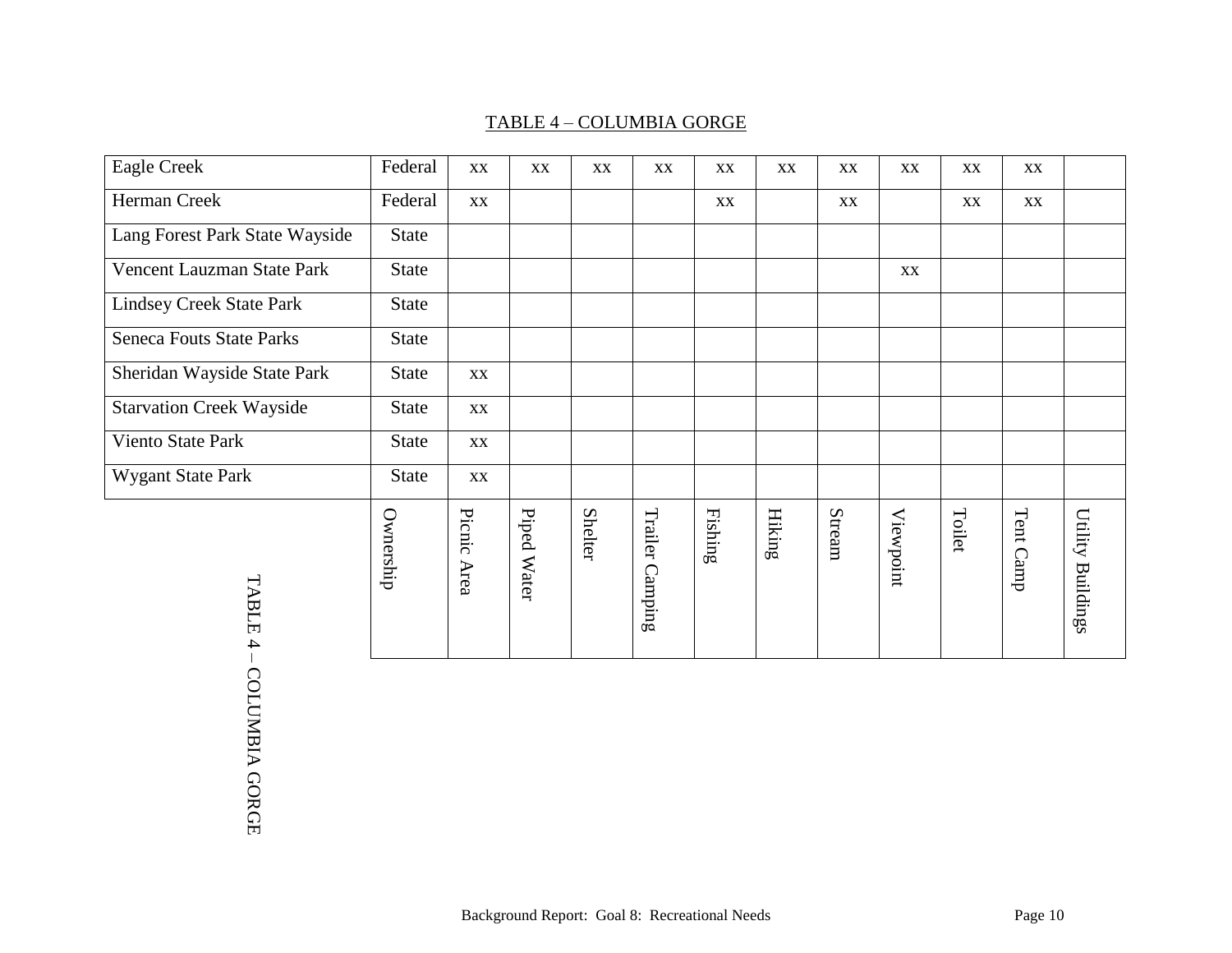TABLE 4 – COLUMBIA GORGE

| TABLE 4 – COLUMBIA GORGE | Ownership | Picnic Area | Piped Water | Shelter | Trailer Camping | Fishing | Hiking | Stream | Viewpoint | Toilet | Tent Camp | Utility Buildings |
|---|---|---|---|---|---|---|---|---|---|---|---|---|
| Eagle Creek | Federal | xx | xx | xx | xx | xx | xx | xx | xx | xx | xx | |
| Herman Creek | Federal | xx | | | | xx | | xx | | xx | xx | |
| Lang Forest Park State Wayside | State | | | | | | | | | | | |
| Vencent Lauzman State Park | State | | | | | | | | xx | | | |
| Lindsey Creek State Park | State | | | | | | | | | | | |
| Seneca Fouts State Parks | State | | | | | | | | | | | |
| Sheridan Wayside State Park | State | xx | | | | | | | | | | |
| Starvation Creek Wayside | State | xx | | | | | | | | | | |
| Viento State Park | State | xx | | | | | | | | | | |
| Wygant State Park | State | xx | | | | | | | | | | |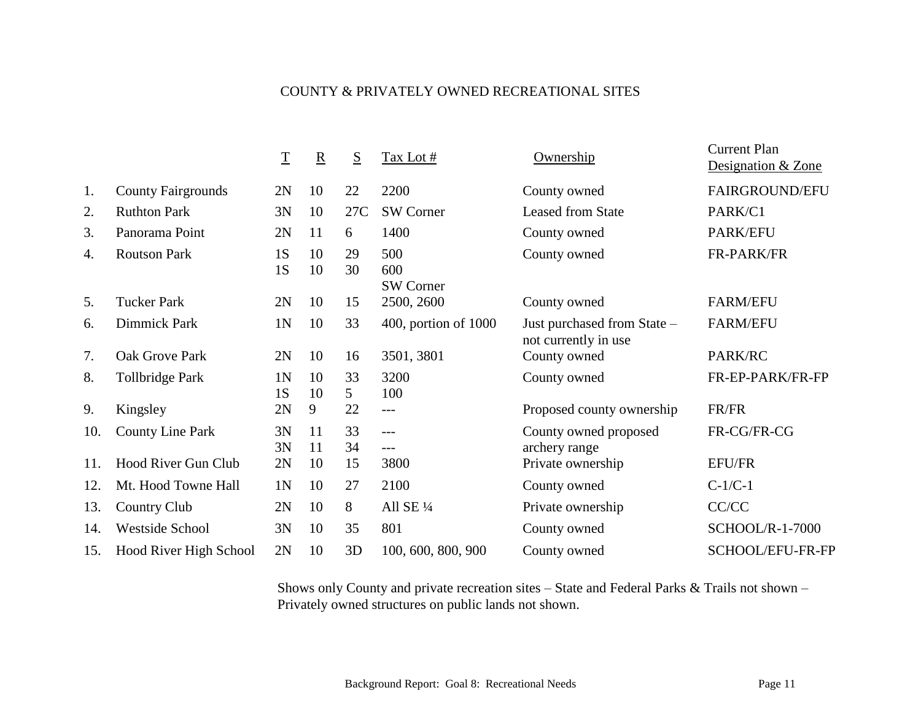# COUNTY & PRIVATELY OWNED RECREATIONAL SITES

| | | T | R | S | Tax Lot # | Ownership | Current Plan Designation & Zone |
|---|---|---|---|---|---|---|---|
| 1. | County Fairgrounds | 2N | 10 | 22 | 2200 | County owned | FAIRGROUND/EFU |
| 2. | Ruthton Park | 3N | 10 | 27C | SW Corner | Leased from State | PARK/C1 |
| 3. | Panorama Point | 2N | 11 | 6 | 1400 | County owned | PARK/EFU |
| 4. | Routson Park | 1S<br>1S | 10<br>10 | 29<br>30 | 500<br>600<br>SW Corner | County owned | FR-PARK/FR |
| 5. | Tucker Park | 2N | 10 | 15 | 2500, 2600 | County owned | FARM/EFU |
| 6. | Dimmick Park | 1N | 10 | 33 | 400, portion of 1000 | Just purchased from State – not currently in use | FARM/EFU |
| 7. | Oak Grove Park | 2N | 10 | 16 | 3501, 3801 | County owned | PARK/RC |
| 8. | Tollbridge Park | 1N<br>1S | 10<br>10 | 33<br>5 | 3200<br>100 | County owned | FR-EP-PARK/FR-FP |
| 9. | Kingsley | 2N | 9 | 22 | --- | Proposed county ownership | FR/FR |
| 10. | County Line Park | 3N<br>3N | 11<br>11 | 33<br>34 | ---<br>--- | County owned proposed archery range | FR-CG/FR-CG |
| 11. | Hood River Gun Club | 2N | 10 | 15 | 3800 | Private ownership | EFU/FR |
| 12. | Mt. Hood Towne Hall | 1N | 10 | 27 | 2100 | County owned | C-1/C-1 |
| 13. | Country Club | 2N | 10 | 8 | All SE ¼ | Private ownership | CC/CC |
| 14. | Westside School | 3N | 10 | 35 | 801 | County owned | SCHOOL/R-1-7000 |
| 15. | Hood River High School | 2N | 10 | 3D | 100, 600, 800, 900 | County owned | SCHOOL/EFU-FR-FP |

Shows only County and private recreation sites – State and Federal Parks & Trails not shown – Privately owned structures on public lands not shown.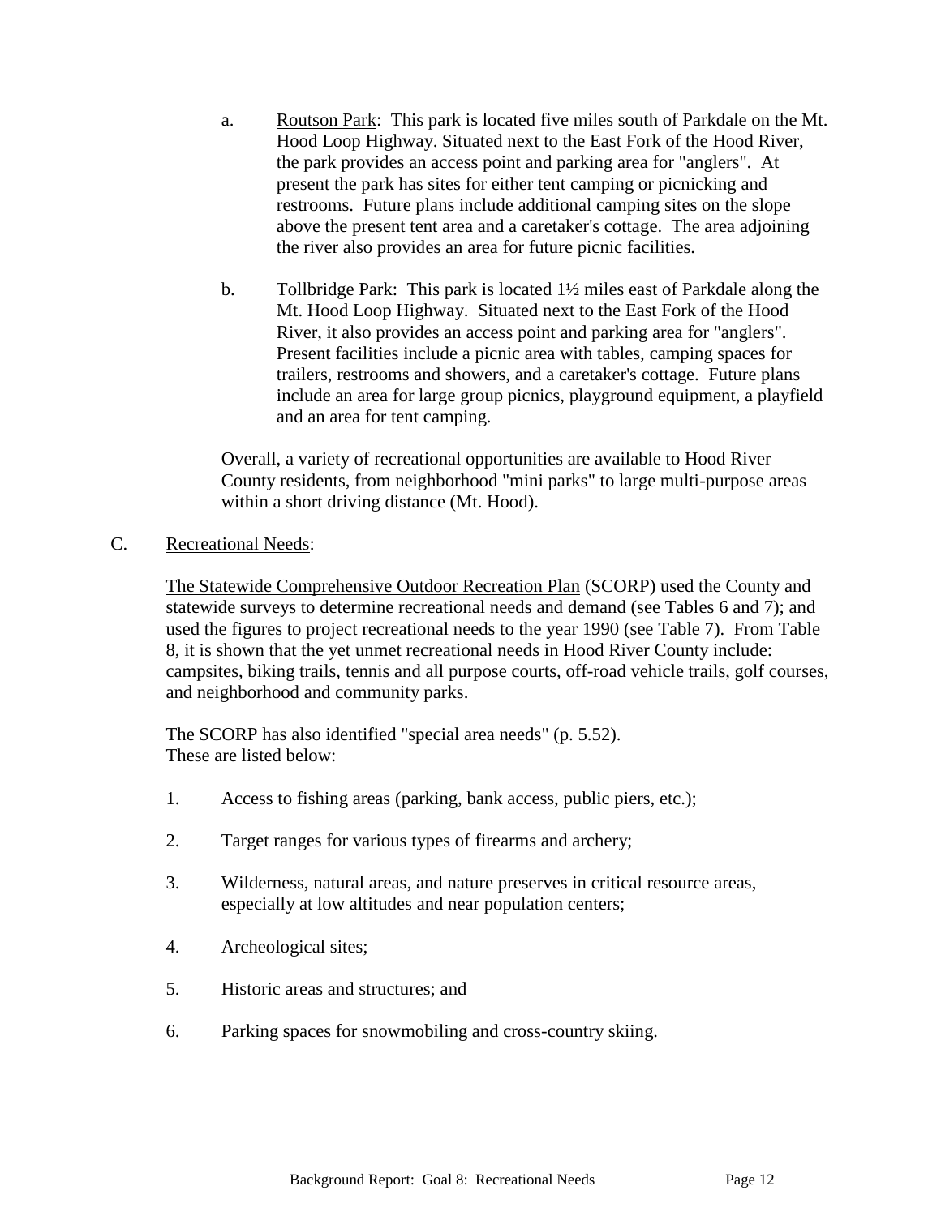a. Routson Park: This park is located five miles south of Parkdale on the Mt. Hood Loop Highway. Situated next to the East Fork of the Hood River, the park provides an access point and parking area for "anglers". At present the park has sites for either tent camping or picnicking and restrooms. Future plans include additional camping sites on the slope above the present tent area and a caretaker's cottage. The area adjoining the river also provides an area for future picnic facilities.

b. Tollbridge Park: This park is located 1½ miles east of Parkdale along the Mt. Hood Loop Highway. Situated next to the East Fork of the Hood River, it also provides an access point and parking area for "anglers". Present facilities include a picnic area with tables, camping spaces for trailers, restrooms and showers, and a caretaker's cottage. Future plans include an area for large group picnics, playground equipment, a playfield and an area for tent camping.

Overall, a variety of recreational opportunities are available to Hood River County residents, from neighborhood "mini parks" to large multi-purpose areas within a short driving distance (Mt. Hood).

C. Recreational Needs:

The Statewide Comprehensive Outdoor Recreation Plan (SCORP) used the County and statewide surveys to determine recreational needs and demand (see Tables 6 and 7); and used the figures to project recreational needs to the year 1990 (see Table 7). From Table 8, it is shown that the yet unmet recreational needs in Hood River County include: campsites, biking trails, tennis and all purpose courts, off-road vehicle trails, golf courses, and neighborhood and community parks.

The SCORP has also identified "special area needs" (p. 5.52). These are listed below:

1. Access to fishing areas (parking, bank access, public piers, etc.);
2. Target ranges for various types of firearms and archery;
3. Wilderness, natural areas, and nature preserves in critical resource areas, especially at low altitudes and near population centers;
4. Archeological sites;
5. Historic areas and structures; and
6. Parking spaces for snowmobiling and cross-country skiing.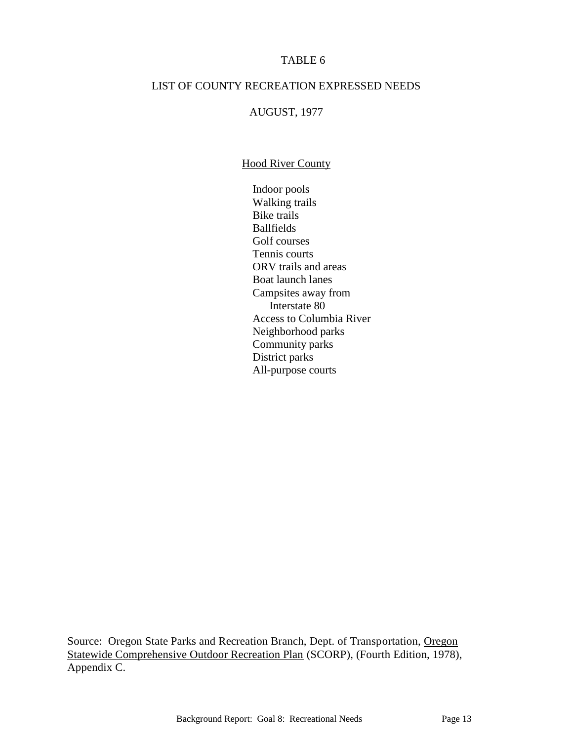# TABLE 6

## LIST OF COUNTY RECREATION EXPRESSED NEEDS

## AUGUST, 1977

### Hood River County

- Indoor pools
- Walking trails
- Bike trails
- Ballfields
- Golf courses
- Tennis courts
- ORV trails and areas
- Boat launch lanes
- Campsites away from Interstate 80
- Access to Columbia River
- Neighborhood parks
- Community parks
- District parks
- All-purpose courts

Source: Oregon State Parks and Recreation Branch, Dept. of Transportation, Oregon Statewide Comprehensive Outdoor Recreation Plan (SCORP), (Fourth Edition, 1978), Appendix C.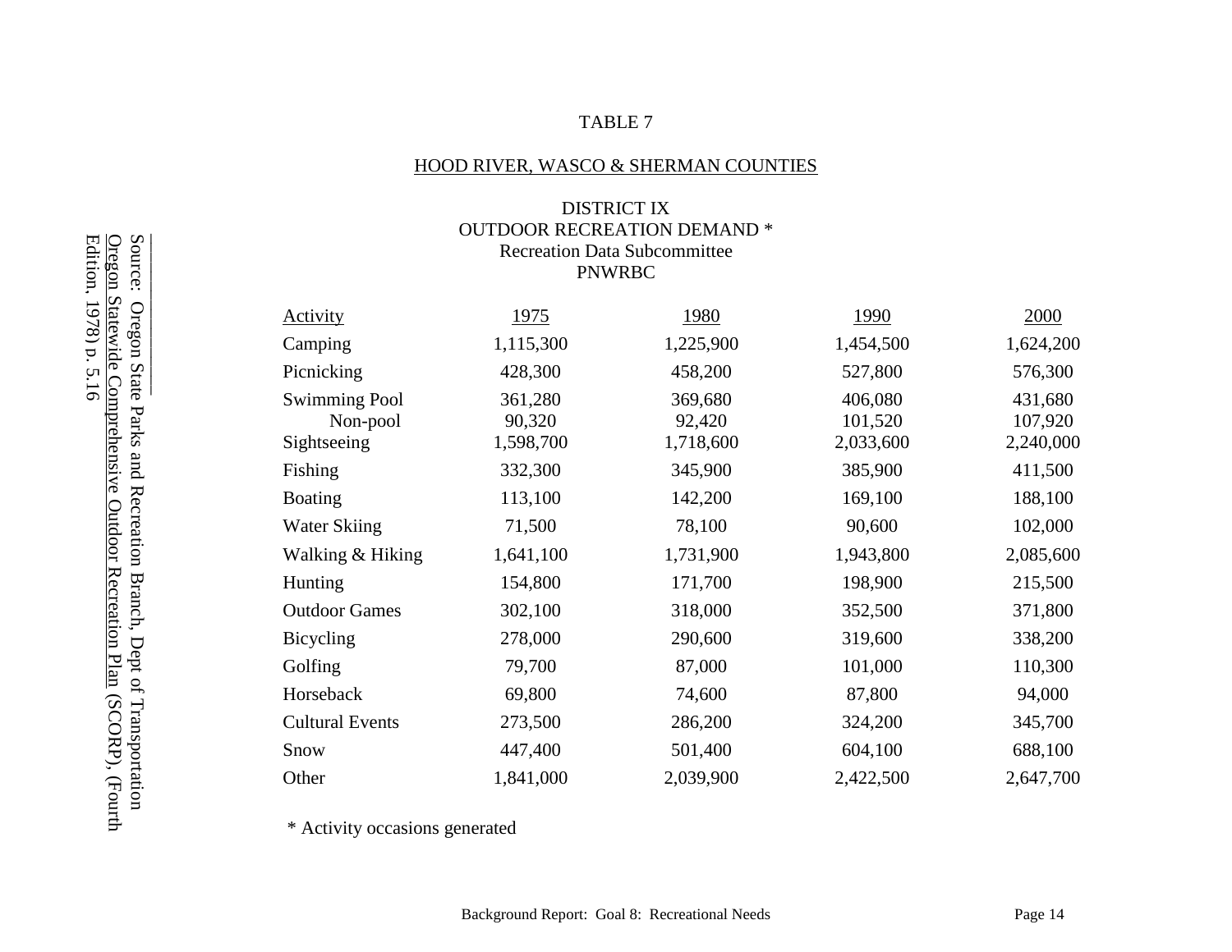TABLE 7

HOOD RIVER, WASCO & SHERMAN COUNTIES

DISTRICT IX
OUTDOOR RECREATION DEMAND *
Recreation Data Subcommittee
PNWRBC

| Activity | 1975 | 1980 | 1990 | 2000 |
|---|---|---|---|---|
| Camping | 1,115,300 | 1,225,900 | 1,454,500 | 1,624,200 |
| Picnicking | 428,300 | 458,200 | 527,800 | 576,300 |
| Swimming Pool | 361,280 | 369,680 | 406,080 | 431,680 |
| Non-pool | 90,320 | 92,420 | 101,520 | 107,920 |
| Sightseeing | 1,598,700 | 1,718,600 | 2,033,600 | 2,240,000 |
| Fishing | 332,300 | 345,900 | 385,900 | 411,500 |
| Boating | 113,100 | 142,200 | 169,100 | 188,100 |
| Water Skiing | 71,500 | 78,100 | 90,600 | 102,000 |
| Walking & Hiking | 1,641,100 | 1,731,900 | 1,943,800 | 2,085,600 |
| Hunting | 154,800 | 171,700 | 198,900 | 215,500 |
| Outdoor Games | 302,100 | 318,000 | 352,500 | 371,800 |
| Bicycling | 278,000 | 290,600 | 319,600 | 338,200 |
| Golfing | 79,700 | 87,000 | 101,000 | 110,300 |
| Horseback | 69,800 | 74,600 | 87,800 | 94,000 |
| Cultural Events | 273,500 | 286,200 | 324,200 | 345,700 |
| Snow | 447,400 | 501,400 | 604,100 | 688,100 |
| Other | 1,841,000 | 2,039,900 | 2,422,500 | 2,647,700 |

\* Activity occasions generated

Source: Oregon State Parks and Recreation Branch, Dept of Transportation Oregon Statewide Comprehensive Outdoor Recreation Plan (SCORP), (Fourth Edition, 1978) p. 5.16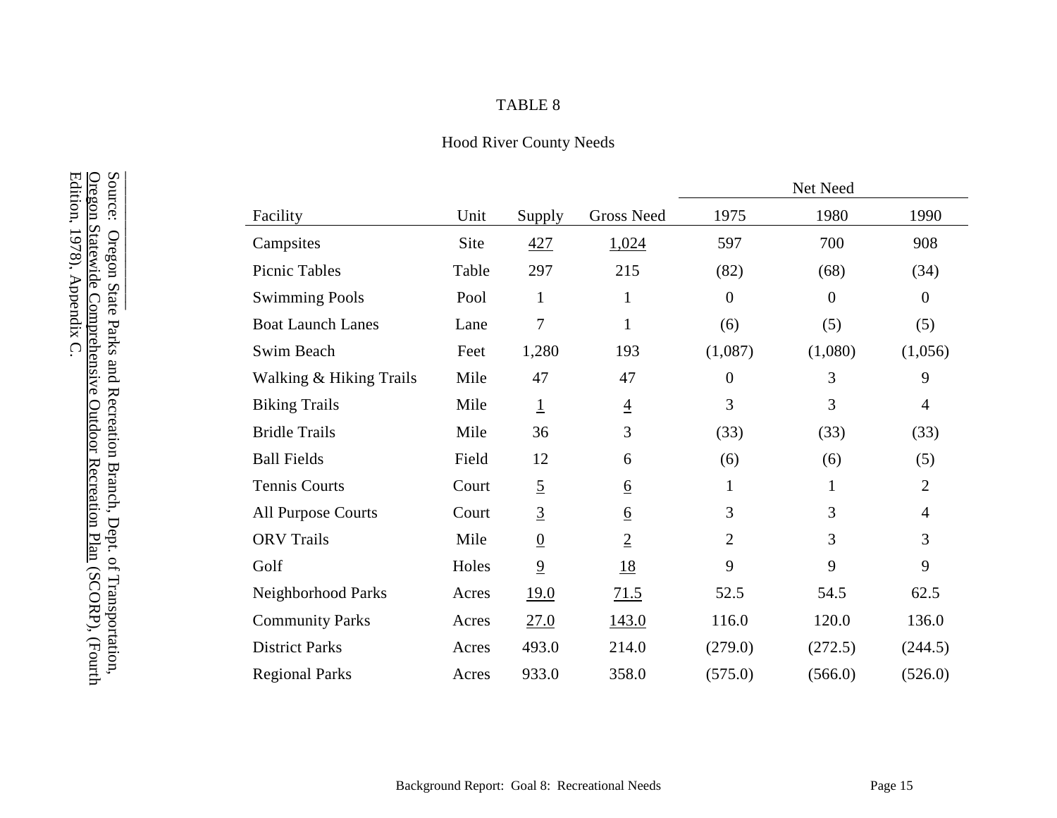TABLE 8

Hood River County Needs

| Facility | Unit | Supply | Gross Need | Net Need 1975 | Net Need 1980 | Net Need 1990 |
|---|---|---|---|---|---|---|
| Campsites | Site | 427 | 1,024 | 597 | 700 | 908 |
| Picnic Tables | Table | 297 | 215 | (82) | (68) | (34) |
| Swimming Pools | Pool | 1 | 1 | 0 | 0 | 0 |
| Boat Launch Lanes | Lane | 7 | 1 | (6) | (5) | (5) |
| Swim Beach | Feet | 1,280 | 193 | (1,087) | (1,080) | (1,056) |
| Walking & Hiking Trails | Mile | 47 | 47 | 0 | 3 | 9 |
| Biking Trails | Mile | 1 | 4 | 3 | 3 | 4 |
| Bridle Trails | Mile | 36 | 3 | (33) | (33) | (33) |
| Ball Fields | Field | 12 | 6 | (6) | (6) | (5) |
| Tennis Courts | Court | 5 | 6 | 1 | 1 | 2 |
| All Purpose Courts | Court | 3 | 6 | 3 | 3 | 4 |
| ORV Trails | Mile | 0 | 2 | 2 | 3 | 3 |
| Golf | Holes | 9 | 18 | 9 | 9 | 9 |
| Neighborhood Parks | Acres | 19.0 | 71.5 | 52.5 | 54.5 | 62.5 |
| Community Parks | Acres | 27.0 | 143.0 | 116.0 | 120.0 | 136.0 |
| District Parks | Acres | 493.0 | 214.0 | (279.0) | (272.5) | (244.5) |
| Regional Parks | Acres | 933.0 | 358.0 | (575.0) | (566.0) | (526.0) |

Source: Oregon State Parks and Recreation Branch, Dept. of Transportation, Oregon Statewide Comprehensive Outdoor Recreation Plan (SCORP), (Fourth Edition, 1978), Appendix C.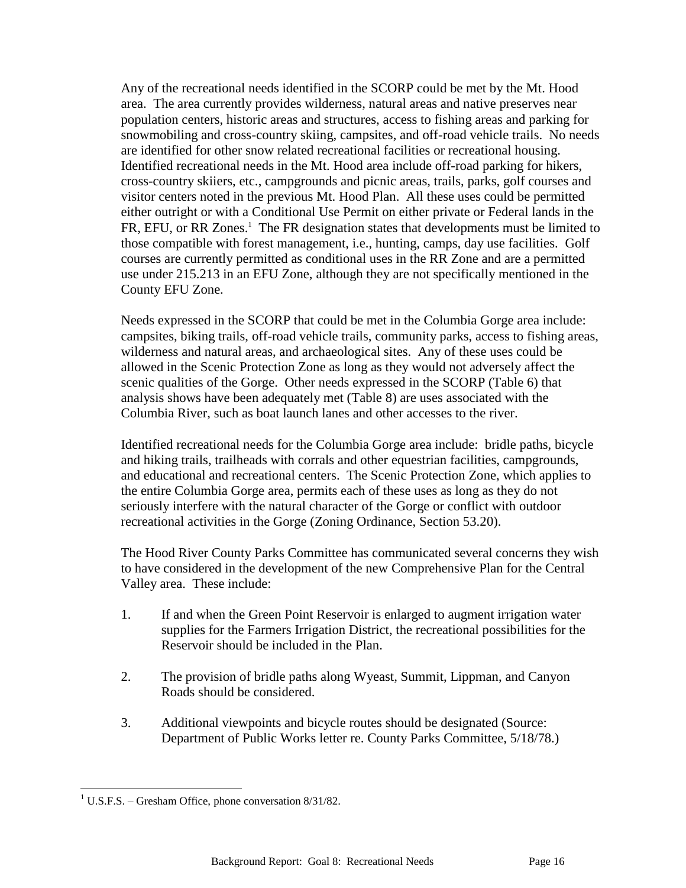Any of the recreational needs identified in the SCORP could be met by the Mt. Hood area. The area currently provides wilderness, natural areas and native preserves near population centers, historic areas and structures, access to fishing areas and parking for snowmobiling and cross-country skiing, campsites, and off-road vehicle trails. No needs are identified for other snow related recreational facilities or recreational housing. Identified recreational needs in the Mt. Hood area include off-road parking for hikers, cross-country skiiers, etc., campgrounds and picnic areas, trails, parks, golf courses and visitor centers noted in the previous Mt. Hood Plan. All these uses could be permitted either outright or with a Conditional Use Permit on either private or Federal lands in the FR, EFU, or RR Zones.[1] The FR designation states that developments must be limited to those compatible with forest management, i.e., hunting, camps, day use facilities. Golf courses are currently permitted as conditional uses in the RR Zone and are a permitted use under 215.213 in an EFU Zone, although they are not specifically mentioned in the County EFU Zone.

Needs expressed in the SCORP that could be met in the Columbia Gorge area include: campsites, biking trails, off-road vehicle trails, community parks, access to fishing areas, wilderness and natural areas, and archaeological sites. Any of these uses could be allowed in the Scenic Protection Zone as long as they would not adversely affect the scenic qualities of the Gorge. Other needs expressed in the SCORP (Table 6) that analysis shows have been adequately met (Table 8) are uses associated with the Columbia River, such as boat launch lanes and other accesses to the river.

Identified recreational needs for the Columbia Gorge area include: bridle paths, bicycle and hiking trails, trailheads with corrals and other equestrian facilities, campgrounds, and educational and recreational centers. The Scenic Protection Zone, which applies to the entire Columbia Gorge area, permits each of these uses as long as they do not seriously interfere with the natural character of the Gorge or conflict with outdoor recreational activities in the Gorge (Zoning Ordinance, Section 53.20).

The Hood River County Parks Committee has communicated several concerns they wish to have considered in the development of the new Comprehensive Plan for the Central Valley area. These include:

1. If and when the Green Point Reservoir is enlarged to augment irrigation water supplies for the Farmers Irrigation District, the recreational possibilities for the Reservoir should be included in the Plan.

2. The provision of bridle paths along Wyeast, Summit, Lippman, and Canyon Roads should be considered.

3. Additional viewpoints and bicycle routes should be designated (Source: Department of Public Works letter re. County Parks Committee, 5/18/78.)

---

[1] U.S.F.S. – Gresham Office, phone conversation 8/31/82.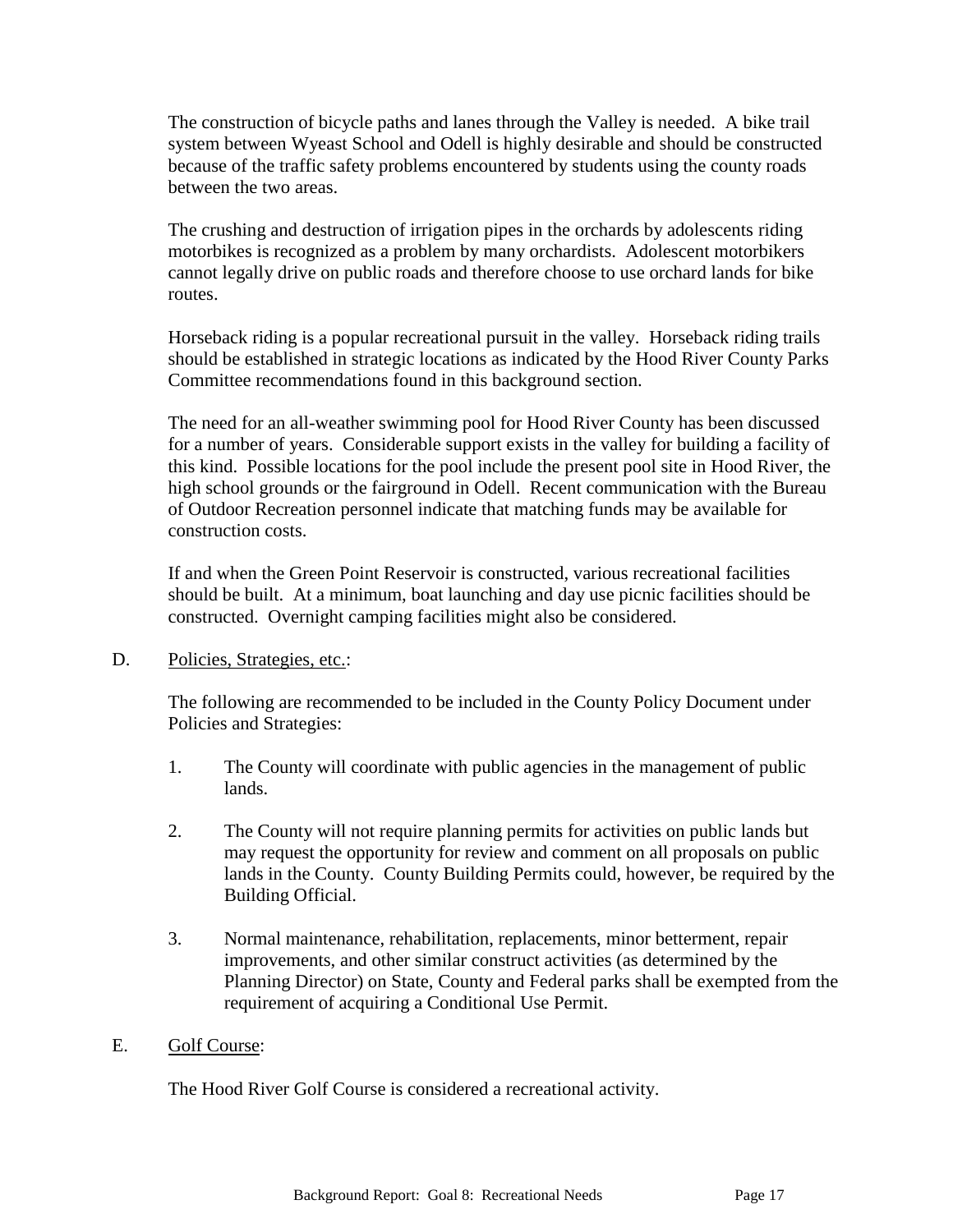The construction of bicycle paths and lanes through the Valley is needed. A bike trail system between Wyeast School and Odell is highly desirable and should be constructed because of the traffic safety problems encountered by students using the county roads between the two areas.

The crushing and destruction of irrigation pipes in the orchards by adolescents riding motorbikes is recognized as a problem by many orchardists. Adolescent motorbikers cannot legally drive on public roads and therefore choose to use orchard lands for bike routes.

Horseback riding is a popular recreational pursuit in the valley. Horseback riding trails should be established in strategic locations as indicated by the Hood River County Parks Committee recommendations found in this background section.

The need for an all-weather swimming pool for Hood River County has been discussed for a number of years. Considerable support exists in the valley for building a facility of this kind. Possible locations for the pool include the present pool site in Hood River, the high school grounds or the fairground in Odell. Recent communication with the Bureau of Outdoor Recreation personnel indicate that matching funds may be available for construction costs.

If and when the Green Point Reservoir is constructed, various recreational facilities should be built. At a minimum, boat launching and day use picnic facilities should be constructed. Overnight camping facilities might also be considered.

D. Policies, Strategies, etc.:

The following are recommended to be included in the County Policy Document under Policies and Strategies:

1. The County will coordinate with public agencies in the management of public lands.

2. The County will not require planning permits for activities on public lands but may request the opportunity for review and comment on all proposals on public lands in the County. County Building Permits could, however, be required by the Building Official.

3. Normal maintenance, rehabilitation, replacements, minor betterment, repair improvements, and other similar construct activities (as determined by the Planning Director) on State, County and Federal parks shall be exempted from the requirement of acquiring a Conditional Use Permit.

E. Golf Course:

The Hood River Golf Course is considered a recreational activity.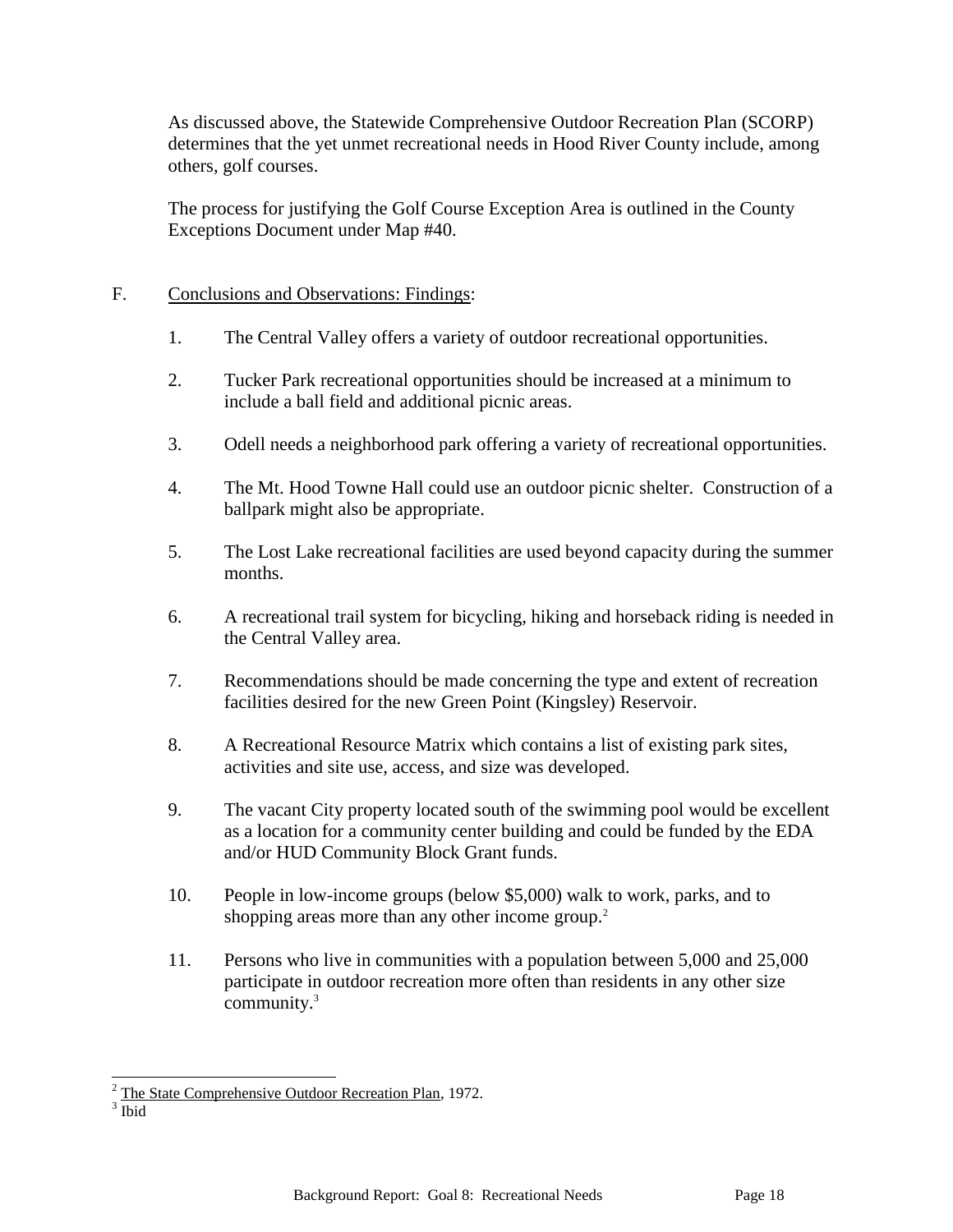As discussed above, the Statewide Comprehensive Outdoor Recreation Plan (SCORP) determines that the yet unmet recreational needs in Hood River County include, among others, golf courses.

The process for justifying the Golf Course Exception Area is outlined in the County Exceptions Document under Map #40.

F. Conclusions and Observations: Findings:

1. The Central Valley offers a variety of outdoor recreational opportunities.

2. Tucker Park recreational opportunities should be increased at a minimum to include a ball field and additional picnic areas.

3. Odell needs a neighborhood park offering a variety of recreational opportunities.

4. The Mt. Hood Towne Hall could use an outdoor picnic shelter. Construction of a ballpark might also be appropriate.

5. The Lost Lake recreational facilities are used beyond capacity during the summer months.

6. A recreational trail system for bicycling, hiking and horseback riding is needed in the Central Valley area.

7. Recommendations should be made concerning the type and extent of recreation facilities desired for the new Green Point (Kingsley) Reservoir.

8. A Recreational Resource Matrix which contains a list of existing park sites, activities and site use, access, and size was developed.

9. The vacant City property located south of the swimming pool would be excellent as a location for a community center building and could be funded by the EDA and/or HUD Community Block Grant funds.

10. People in low-income groups (below $5,000) walk to work, parks, and to shopping areas more than any other income group.[2]

11. Persons who live in communities with a population between 5,000 and 25,000 participate in outdoor recreation more often than residents in any other size community.[3]

---

[2] The State Comprehensive Outdoor Recreation Plan, 1972.

[3] Ibid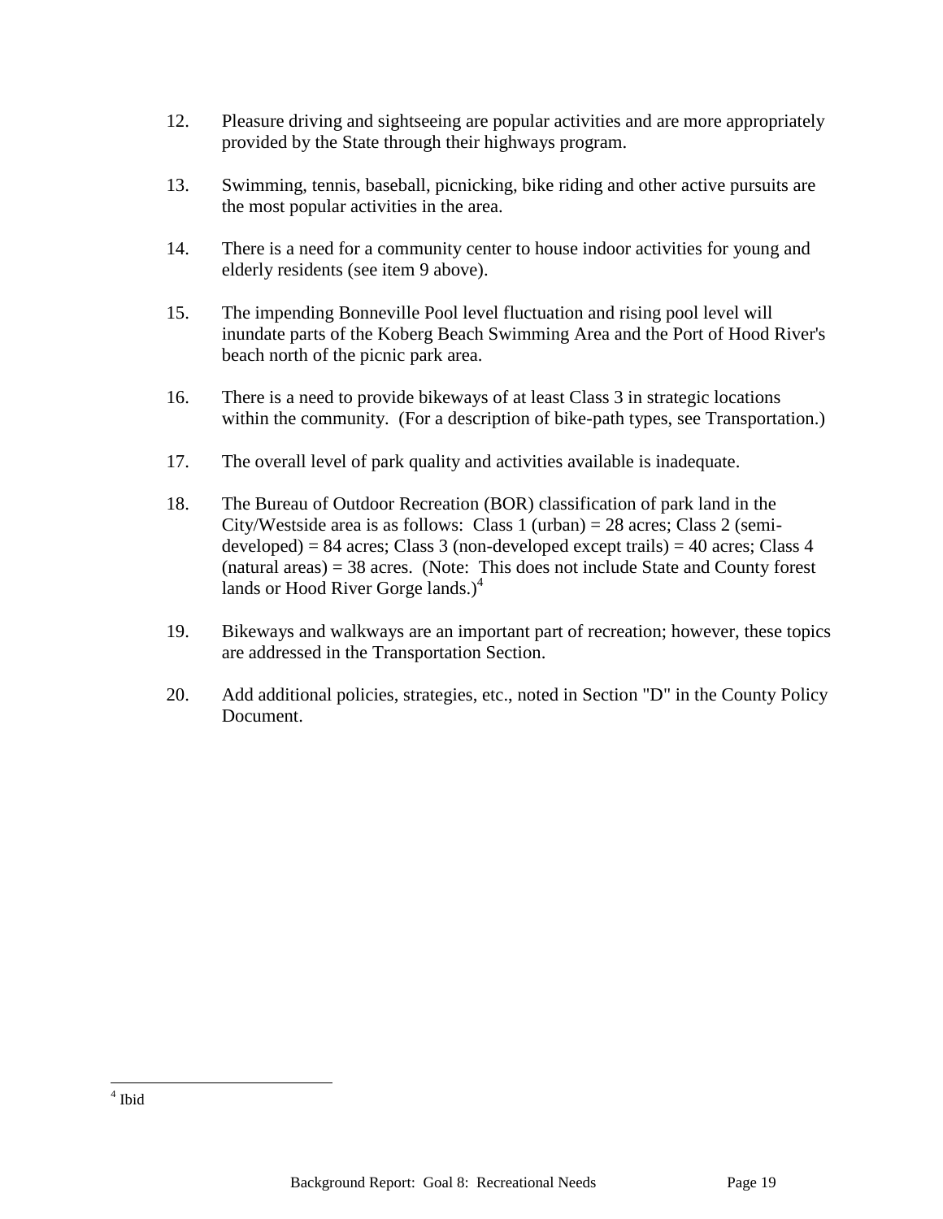12. Pleasure driving and sightseeing are popular activities and are more appropriately provided by the State through their highways program.

13. Swimming, tennis, baseball, picnicking, bike riding and other active pursuits are the most popular activities in the area.

14. There is a need for a community center to house indoor activities for young and elderly residents (see item 9 above).

15. The impending Bonneville Pool level fluctuation and rising pool level will inundate parts of the Koberg Beach Swimming Area and the Port of Hood River's beach north of the picnic park area.

16. There is a need to provide bikeways of at least Class 3 in strategic locations within the community. (For a description of bike-path types, see Transportation.)

17. The overall level of park quality and activities available is inadequate.

18. The Bureau of Outdoor Recreation (BOR) classification of park land in the City/Westside area is as follows: Class 1 (urban) = 28 acres; Class 2 (semi-developed) = 84 acres; Class 3 (non-developed except trails) = 40 acres; Class 4 (natural areas) = 38 acres. (Note: This does not include State and County forest lands or Hood River Gorge lands.)[4]

19. Bikeways and walkways are an important part of recreation; however, these topics are addressed in the Transportation Section.

20. Add additional policies, strategies, etc., noted in Section "D" in the County Policy Document.

[4] Ibid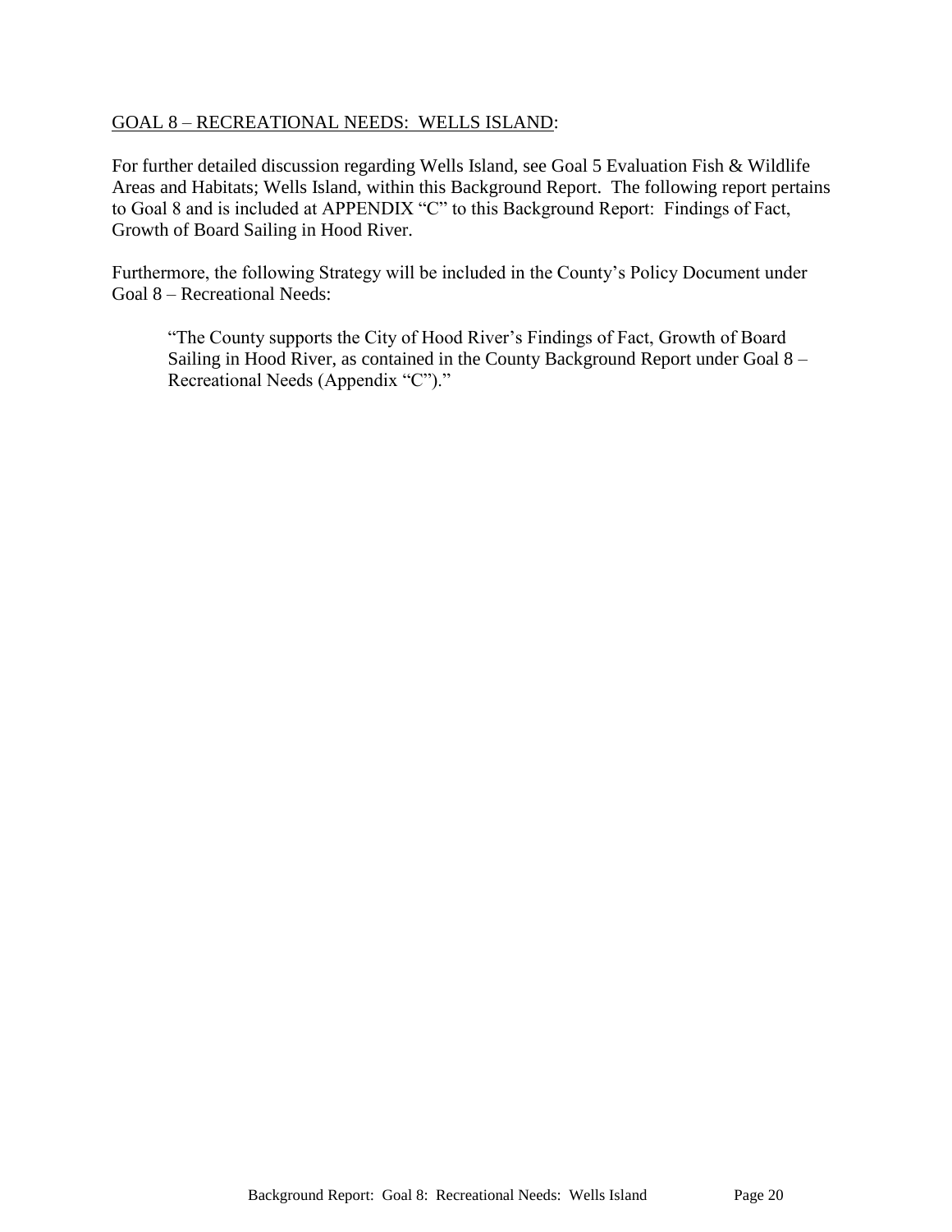## GOAL 8 – RECREATIONAL NEEDS: WELLS ISLAND:

For further detailed discussion regarding Wells Island, see Goal 5 Evaluation Fish & Wildlife Areas and Habitats; Wells Island, within this Background Report. The following report pertains to Goal 8 and is included at APPENDIX "C" to this Background Report: Findings of Fact, Growth of Board Sailing in Hood River.

Furthermore, the following Strategy will be included in the County's Policy Document under Goal 8 – Recreational Needs:

> "The County supports the City of Hood River's Findings of Fact, Growth of Board Sailing in Hood River, as contained in the County Background Report under Goal 8 – Recreational Needs (Appendix "C")."